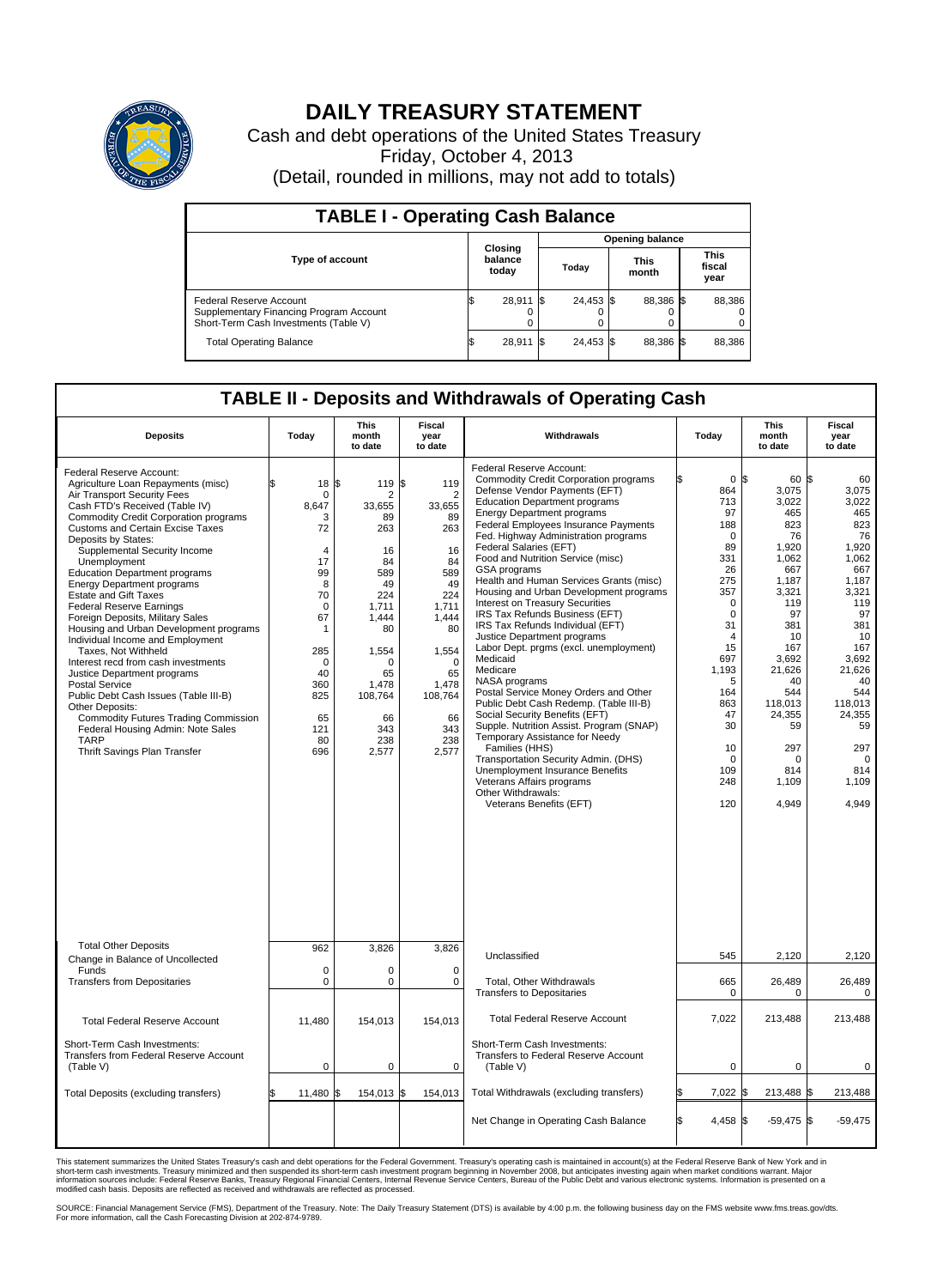# DAILY TREASURY STATEMENT

Cash and debt operations of the United States Treasury

Friday, October 4, 2013

(Detail, rounded in millions, may not add to totals)

## TABLE I - Operating Cash Balance

| Type of account | Closing balance today | Opening balance Today | Opening balance This month | Opening balance This fiscal year |
|---|---|---|---|---|
| Federal Reserve Account | $ 28,911 | $ 24,453 | $ 88,386 | $ 88,386 |
| Supplementary Financing Program Account | 0 | 0 | 0 | 0 |
| Short-Term Cash Investments (Table V) | 0 | 0 | 0 | 0 |
| Total Operating Balance | $ 28,911 | $ 24,453 | $ 88,386 | $ 88,386 |

## TABLE II - Deposits and Withdrawals of Operating Cash

| Deposits | Today | This month to date | Fiscal year to date | Withdrawals | Today | This month to date | Fiscal year to date |
|---|---|---|---|---|---|---|---|
| Federal Reserve Account: | | | | Federal Reserve Account: | | | |
| Agriculture Loan Repayments (misc) | $ 18 | $ 119 | $ 119 | Commodity Credit Corporation programs | $ 0 | $ 60 | $ 60 |
| Air Transport Security Fees | 0 | 2 | 2 | Defense Vendor Payments (EFT) | 864 | 3,075 | 3,075 |
| Cash FTD's Received (Table IV) | 8,647 | 33,655 | 33,655 | Education Department programs | 713 | 3,022 | 3,022 |
| Commodity Credit Corporation programs | 3 | 89 | 89 | Energy Department programs | 97 | 465 | 465 |
| Customs and Certain Excise Taxes | 72 | 263 | 263 | Federal Employees Insurance Payments | 188 | 823 | 823 |
| Deposits by States: | | | | Fed. Highway Administration programs | 0 | 76 | 76 |
| Supplemental Security Income | 4 | 16 | 16 | Federal Salaries (EFT) | 89 | 1,920 | 1,920 |
| Unemployment | 17 | 84 | 84 | Food and Nutrition Service (misc) | 331 | 1,062 | 1,062 |
| Education Department programs | 99 | 589 | 589 | GSA programs | 26 | 667 | 667 |
| Energy Department programs | 8 | 49 | 49 | Health and Human Services Grants (misc) | 275 | 1,187 | 1,187 |
| Estate and Gift Taxes | 70 | 224 | 224 | Housing and Urban Development programs | 357 | 3,321 | 3,321 |
| Federal Reserve Earnings | 0 | 1,711 | 1,711 | Interest on Treasury Securities | 0 | 119 | 119 |
| Foreign Deposits, Military Sales | 67 | 1,444 | 1,444 | IRS Tax Refunds Business (EFT) | 0 | 97 | 97 |
| Housing and Urban Development programs | 1 | 80 | 80 | IRS Tax Refunds Individual (EFT) | 31 | 381 | 381 |
| Individual Income and Employment Taxes, Not Withheld | 285 | 1,554 | 1,554 | Justice Department programs | 4 | 10 | 10 |
| Interest recd from cash investments | 0 | 0 | 0 | Labor Dept. prgms (excl. unemployment) | 15 | 167 | 167 |
| Justice Department programs | 40 | 65 | 65 | Medicaid | 697 | 3,692 | 3,692 |
| Postal Service | 360 | 1,478 | 1,478 | Medicare | 1,193 | 21,626 | 21,626 |
| Public Debt Cash Issues (Table III-B) | 825 | 108,764 | 108,764 | NASA programs | 5 | 40 | 40 |
| Other Deposits: | | | | Postal Service Money Orders and Other | 164 | 544 | 544 |
| Commodity Futures Trading Commission | 65 | 66 | 66 | Public Debt Cash Redemp. (Table III-B) | 863 | 118,013 | 118,013 |
| Federal Housing Admin: Note Sales | 121 | 343 | 343 | Social Security Benefits (EFT) | 47 | 24,355 | 24,355 |
| TARP | 80 | 238 | 238 | Supple. Nutrition Assist. Program (SNAP) | 30 | 59 | 59 |
| Thrift Savings Plan Transfer | 696 | 2,577 | 2,577 | Temporary Assistance for Needy Families (HHS) | 10 | 297 | 297 |
| | | | | Transportation Security Admin. (DHS) | 0 | 0 | 0 |
| | | | | Unemployment Insurance Benefits | 109 | 814 | 814 |
| | | | | Veterans Affairs programs | 248 | 1,109 | 1,109 |
| | | | | Other Withdrawals: | | | |
| | | | | Veterans Benefits (EFT) | 120 | 4,949 | 4,949 |
| Total Other Deposits | 962 | 3,826 | 3,826 | Unclassified | 545 | 2,120 | 2,120 |
| Change in Balance of Uncollected Funds | 0 | 0 | 0 | | | | |
| Transfers from Depositaries | 0 | 0 | 0 | Total, Other Withdrawals | 665 | 26,489 | 26,489 |
| | | | | Transfers to Depositaries | 0 | 0 | 0 |
| Total Federal Reserve Account | 11,480 | 154,013 | 154,013 | Total Federal Reserve Account | 7,022 | 213,488 | 213,488 |
| Short-Term Cash Investments: Transfers from Federal Reserve Account (Table V) | 0 | 0 | 0 | Short-Term Cash Investments: Transfers to Federal Reserve Account (Table V) | 0 | 0 | 0 |
| Total Deposits (excluding transfers) | $ 11,480 | $ 154,013 | $ 154,013 | Total Withdrawals (excluding transfers) | $ 7,022 | $ 213,488 | $ 213,488 |
| | | | | Net Change in Operating Cash Balance | $ 4,458 | $ -59,475 | $ -59,475 |

This statement summarizes the United States Treasury's cash and debt operations for the Federal Government. Treasury's operating cash is maintained in account(s) at the Federal Reserve Bank of New York and in short-term cash investments. Treasury minimized and then suspended its short-term cash investment program beginning in November 2008, but anticipates investing again when market conditions warrant. Major information sources include: Federal Reserve Banks, Treasury Regional Financial Centers, Internal Revenue Service Centers, Bureau of the Public Debt and various electronic systems. Information is presented on a modified cash basis. Deposits are reflected as received and withdrawals are reflected as processed.

SOURCE: Financial Management Service (FMS), Department of the Treasury. Note: The Daily Treasury Statement (DTS) is available by 4:00 p.m. the following business day on the FMS website www.fms.treas.gov/dts. For more information, call the Cash Forecasting Division at 202-874-9789.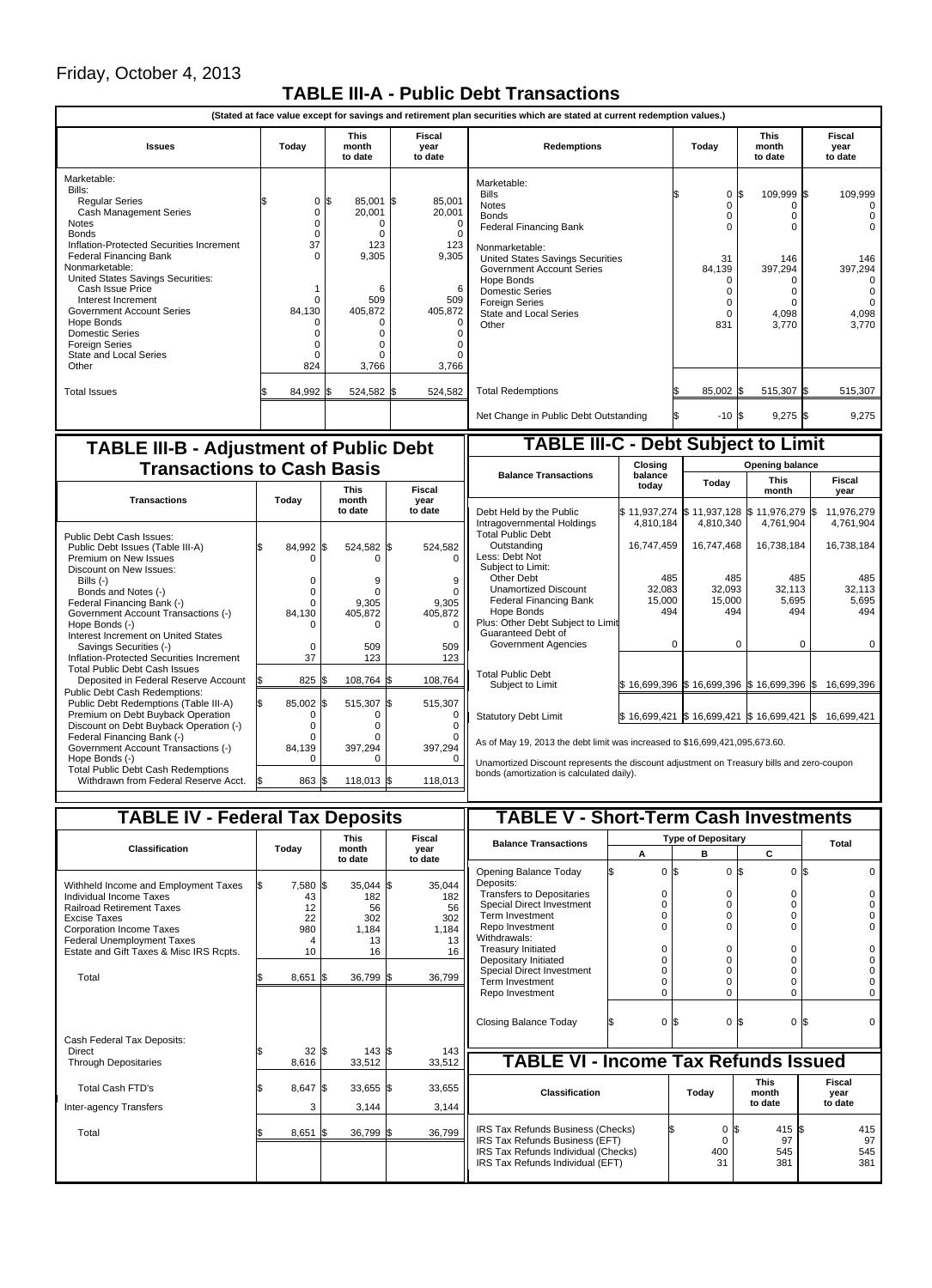Friday, October 4, 2013

# TABLE III-A - Public Debt Transactions

(Stated at face value except for savings and retirement plan securities which are stated at current redemption values.)

| Issues | Today | This month to date | Fiscal year to date |
|---|---|---|---|
| Marketable: | | | |
| Bills: | | | |
| Regular Series | $ 0 | $ 85,001 | $ 85,001 |
| Cash Management Series | 0 | 20,001 | 20,001 |
| Notes | 0 | 0 | 0 |
| Bonds | 0 | 0 | 0 |
| Inflation-Protected Securities Increment | 37 | 123 | 123 |
| Federal Financing Bank | 0 | 9,305 | 9,305 |
| Nonmarketable: | | | |
| United States Savings Securities: | | | |
| Cash Issue Price | 1 | 6 | 6 |
| Interest Increment | 0 | 509 | 509 |
| Government Account Series | 84,130 | 405,872 | 405,872 |
| Hope Bonds | 0 | 0 | 0 |
| Domestic Series | 0 | 0 | 0 |
| Foreign Series | 0 | 0 | 0 |
| State and Local Series | 0 | 0 | 0 |
| Other | 824 | 3,766 | 3,766 |
| Total Issues | $ 84,992 | $ 524,582 | $ 524,582 |

| Redemptions | Today | This month to date | Fiscal year to date |
|---|---|---|---|
| Marketable: | | | |
| Bills | $ 0 | $ 109,999 | $ 109,999 |
| Notes | 0 | 0 | 0 |
| Bonds | 0 | 0 | 0 |
| Federal Financing Bank | 0 | 0 | 0 |
| Nonmarketable: | | | |
| United States Savings Securities | 31 | 146 | 146 |
| Government Account Series | 84,139 | 397,294 | 397,294 |
| Hope Bonds | 0 | 0 | 0 |
| Domestic Series | 0 | 0 | 0 |
| Foreign Series | 0 | 0 | 0 |
| State and Local Series | 0 | 4,098 | 4,098 |
| Other | 831 | 3,770 | 3,770 |
| Total Redemptions | $ 85,002 | $ 515,307 | $ 515,307 |
| Net Change in Public Debt Outstanding | $ -10 | $ 9,275 | $ 9,275 |

# TABLE III-B - Adjustment of Public Debt Transactions to Cash Basis

| Transactions | Today | This month to date | Fiscal year to date |
|---|---|---|---|
| Public Debt Cash Issues: | | | |
| Public Debt Issues (Table III-A) | $ 84,992 | $ 524,582 | $ 524,582 |
| Premium on New Issues | 0 | 0 | 0 |
| Discount on New Issues: | | | |
| Bills (-) | 0 | 9 | 9 |
| Bonds and Notes (-) | 0 | 0 | 0 |
| Federal Financing Bank (-) | 0 | 9,305 | 9,305 |
| Government Account Transactions (-) | 84,130 | 405,872 | 405,872 |
| Hope Bonds (-) | 0 | 0 | 0 |
| Interest Increment on United States Savings Securities (-) | 0 | 509 | 509 |
| Inflation-Protected Securities Increment | 37 | 123 | 123 |
| Total Public Debt Cash Issues Deposited in Federal Reserve Account | $ 825 | $ 108,764 | $ 108,764 |
| Public Debt Cash Redemptions: | | | |
| Public Debt Redemptions (Table III-A) | $ 85,002 | $ 515,307 | $ 515,307 |
| Premium on Debt Buyback Operation | 0 | 0 | 0 |
| Discount on Debt Buyback Operation (-) | 0 | 0 | 0 |
| Federal Financing Bank (-) | 0 | 0 | 0 |
| Government Account Transactions (-) | 84,139 | 397,294 | 397,294 |
| Hope Bonds (-) | 0 | 0 | 0 |
| Total Public Debt Cash Redemptions Withdrawn from Federal Reserve Acct. | $ 863 | $ 118,013 | $ 118,013 |

# TABLE III-C - Debt Subject to Limit

| Balance Transactions | Closing balance today | Opening balance Today | Opening balance This month | Opening balance Fiscal year |
|---|---|---|---|---|
| Debt Held by the Public | $ 11,937,274 | $ 11,937,128 | $ 11,976,279 | $ 11,976,279 |
| Intragovernmental Holdings | 4,810,184 | 4,810,340 | 4,761,904 | 4,761,904 |
| Total Public Debt Outstanding | 16,747,459 | 16,747,468 | 16,738,184 | 16,738,184 |
| Less: Debt Not Subject to Limit: | | | | |
| Other Debt | 485 | 485 | 485 | 485 |
| Unamortized Discount | 32,083 | 32,093 | 32,113 | 32,113 |
| Federal Financing Bank | 15,000 | 15,000 | 5,695 | 5,695 |
| Hope Bonds | 494 | 494 | 494 | 494 |
| Plus: Other Debt Subject to Limit | | | | |
| Guaranteed Debt of Government Agencies | 0 | 0 | 0 | 0 |
| Total Public Debt Subject to Limit | $ 16,699,396 | $ 16,699,396 | $ 16,699,396 | $ 16,699,396 |
| Statutory Debt Limit | $ 16,699,421 | $ 16,699,421 | $ 16,699,421 | $ 16,699,421 |

As of May 19, 2013 the debt limit was increased to $16,699,421,095,673.60.

Unamortized Discount represents the discount adjustment on Treasury bills and zero-coupon bonds (amortization is calculated daily).

# TABLE IV - Federal Tax Deposits

| Classification | Today | This month to date | Fiscal year to date |
|---|---|---|---|
| Withheld Income and Employment Taxes | $ 7,580 | $ 35,044 | $ 35,044 |
| Individual Income Taxes | 43 | 182 | 182 |
| Railroad Retirement Taxes | 12 | 56 | 56 |
| Excise Taxes | 22 | 302 | 302 |
| Corporation Income Taxes | 980 | 1,184 | 1,184 |
| Federal Unemployment Taxes | 4 | 13 | 13 |
| Estate and Gift Taxes & Misc IRS Rcpts. | 10 | 16 | 16 |
| Total | $ 8,651 | $ 36,799 | $ 36,799 |
| Cash Federal Tax Deposits: | | | |
| Direct | $ 32 | $ 143 | $ 143 |
| Through Depositaries | 8,616 | 33,512 | 33,512 |
| Total Cash FTD's | $ 8,647 | $ 33,655 | $ 33,655 |
| Inter-agency Transfers | 3 | 3,144 | 3,144 |
| Total | $ 8,651 | $ 36,799 | $ 36,799 |

# TABLE V - Short-Term Cash Investments

| Balance Transactions | Type of Depositary A | Type of Depositary B | Type of Depositary C | Total |
|---|---|---|---|---|
| Opening Balance Today | $ 0 | $ 0 | $ 0 | $ 0 |
| Deposits: | | | | |
| Transfers to Depositaries | 0 | 0 | 0 | 0 |
| Special Direct Investment | 0 | 0 | 0 | 0 |
| Term Investment | 0 | 0 | 0 | 0 |
| Repo Investment | 0 | 0 | 0 | 0 |
| Withdrawals: | | | | |
| Treasury Initiated | 0 | 0 | 0 | 0 |
| Depositary Initiated | 0 | 0 | 0 | 0 |
| Special Direct Investment | 0 | 0 | 0 | 0 |
| Term Investment | 0 | 0 | 0 | 0 |
| Repo Investment | 0 | 0 | 0 | 0 |
| Closing Balance Today | $ 0 | $ 0 | $ 0 | $ 0 |

# TABLE VI - Income Tax Refunds Issued

| Classification | Today | This month to date | Fiscal year to date |
|---|---|---|---|
| IRS Tax Refunds Business (Checks) | $ 0 | $ 415 | $ 415 |
| IRS Tax Refunds Business (EFT) | 0 | 97 | 97 |
| IRS Tax Refunds Individual (Checks) | 400 | 545 | 545 |
| IRS Tax Refunds Individual (EFT) | 31 | 381 | 381 |